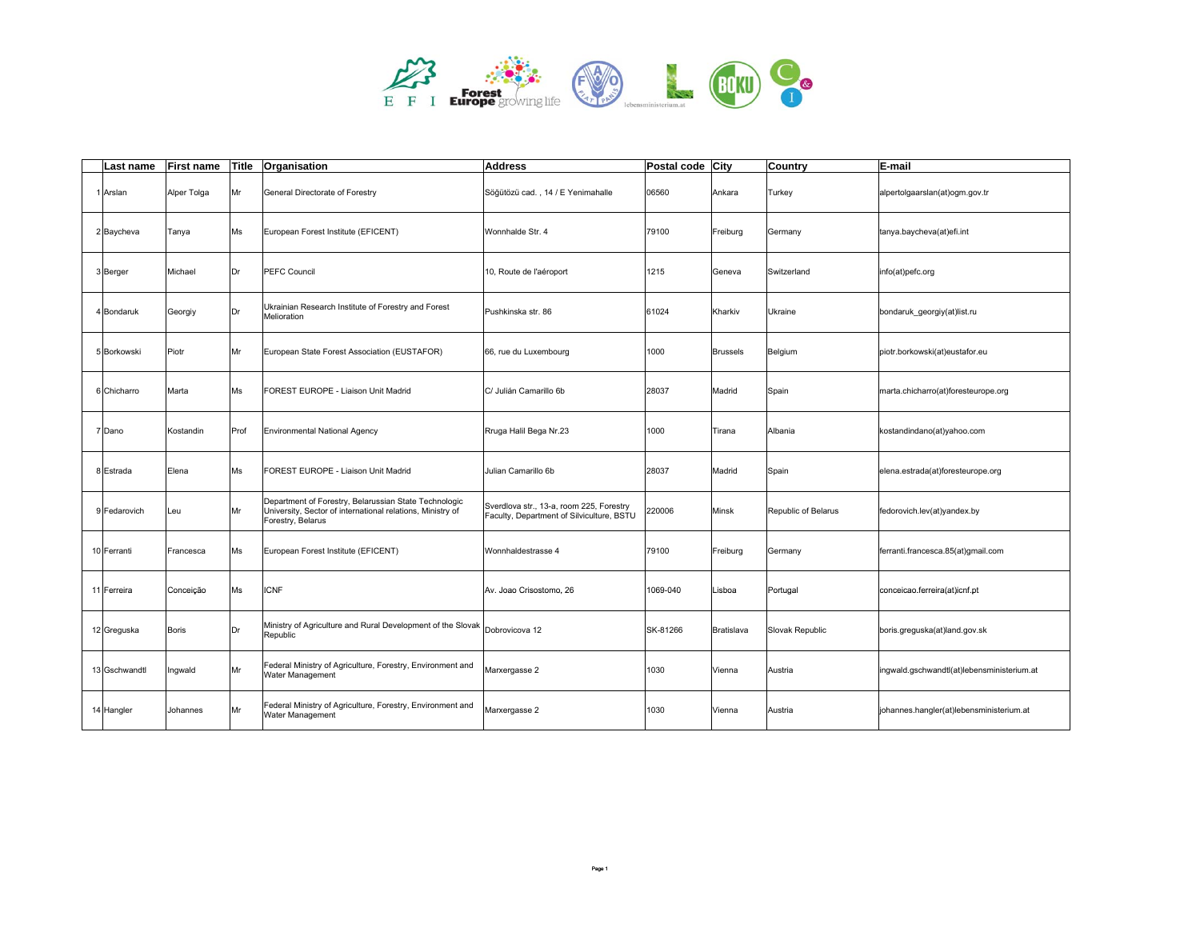| | Last name | First name | Title | Organisation | Address | Postal code | City | Country | E-mail |
|---|---|---|---|---|---|---|---|---|---|
| 1 | Arslan | Alper Tolga | Mr | General Directorate of Forestry | Söğütözü cad. , 14 / E Yenimahalle | 06560 | Ankara | Turkey | alpertolgaarslan(at)ogm.gov.tr |
| 2 | Baycheva | Tanya | Ms | European Forest Institute (EFICENT) | Wonnhalde Str. 4 | 79100 | Freiburg | Germany | tanya.baycheva(at)efi.int |
| 3 | Berger | Michael | Dr | PEFC Council | 10, Route de l'aéroport | 1215 | Geneva | Switzerland | info(at)pefc.org |
| 4 | Bondaruk | Georgiy | Dr | Ukrainian Research Institute of Forestry and Forest Melioration | Pushkinska str. 86 | 61024 | Kharkiv | Ukraine | bondaruk_georgiy(at)list.ru |
| 5 | Borkowski | Piotr | Mr | European State Forest Association (EUSTAFOR) | 66, rue du Luxembourg | 1000 | Brussels | Belgium | piotr.borkowski(at)eustafor.eu |
| 6 | Chicharro | Marta | Ms | FOREST EUROPE - Liaison Unit Madrid | C/ Julián Camarillo 6b | 28037 | Madrid | Spain | marta.chicharro(at)foresteurope.org |
| 7 | Dano | Kostandin | Prof | Environmental National Agency | Rruga Halil Bega Nr.23 | 1000 | Tirana | Albania | kostandindano(at)yahoo.com |
| 8 | Estrada | Elena | Ms | FOREST EUROPE - Liaison Unit Madrid | Julian Camarillo 6b | 28037 | Madrid | Spain | elena.estrada(at)foresteurope.org |
| 9 | Fedarovich | Leu | Mr | Department of Forestry, Belarussian State Technologic University, Sector of international relations, Ministry of Forestry, Belarus | Sverdlova str., 13-a, room 225, Forestry Faculty, Department of Silviculture, BSTU | 220006 | Minsk | Republic of Belarus | fedorovich.lev(at)yandex.by |
| 10 | Ferranti | Francesca | Ms | European Forest Institute (EFICENT) | Wonnhaldestrasse 4 | 79100 | Freiburg | Germany | ferranti.francesca.85(at)gmail.com |
| 11 | Ferreira | Conceição | Ms | ICNF | Av. Joao Crisostomo, 26 | 1069-040 | Lisboa | Portugal | conceicao.ferreira(at)icnf.pt |
| 12 | Greguska | Boris | Dr | Ministry of Agriculture and Rural Development of the Slovak Republic | Dobrovicova 12 | SK-81266 | Bratislava | Slovak Republic | boris.greguska(at)land.gov.sk |
| 13 | Gschwandtl | Ingwald | Mr | Federal Ministry of Agriculture, Forestry, Environment and Water Management | Marxergasse 2 | 1030 | Vienna | Austria | ingwald.gschwandtl(at)lebensministerium.at |
| 14 | Hangler | Johannes | Mr | Federal Ministry of Agriculture, Forestry, Environment and Water Management | Marxergasse 2 | 1030 | Vienna | Austria | johannes.hangler(at)lebensministerium.at |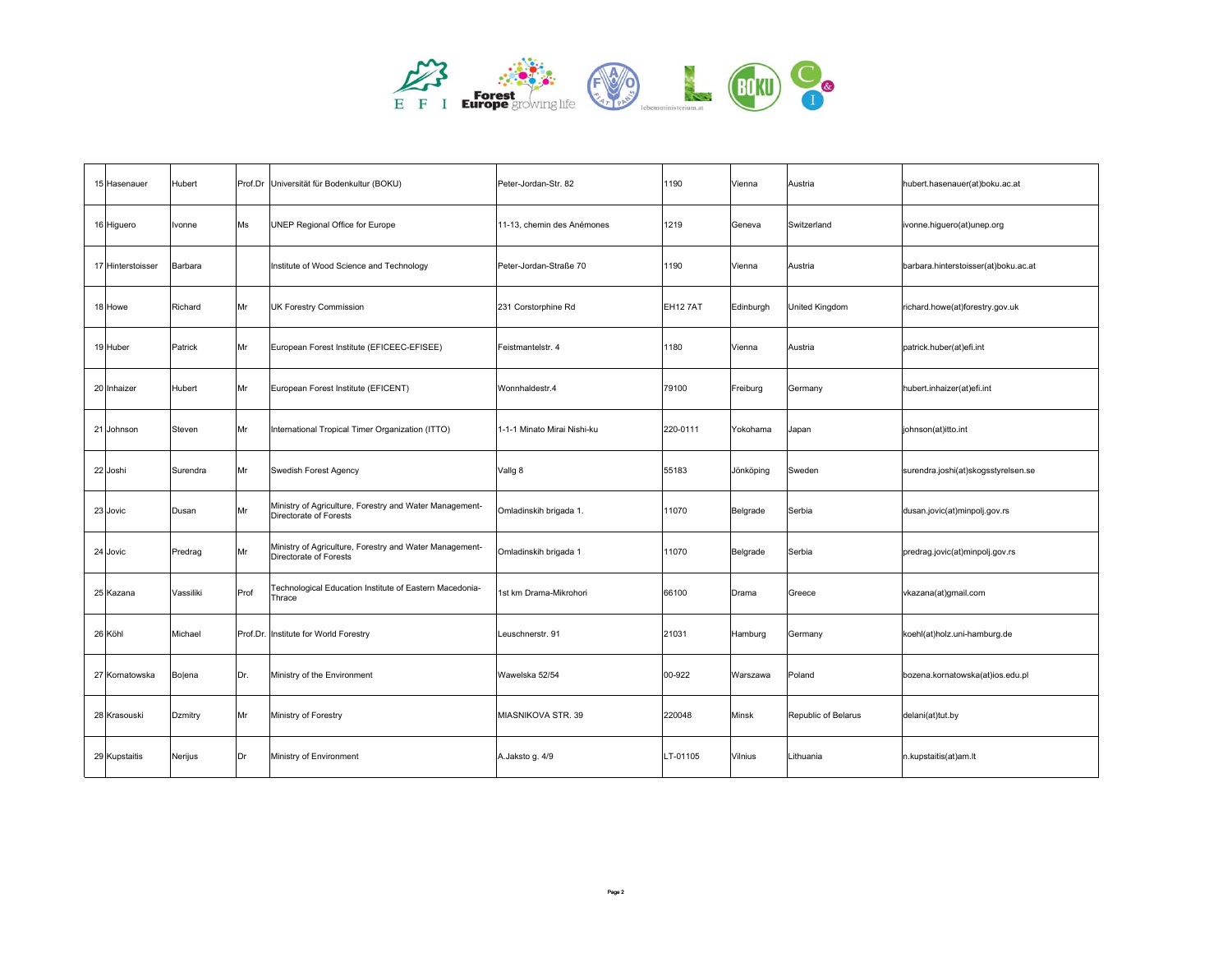| | | | | | | | | | |
|---|---|---|---|---|---|---|---|---|---|
| 15 | Hasenauer | Hubert | Prof.Dr | Universität für Bodenkultur (BOKU) | Peter-Jordan-Str. 82 | 1190 | Vienna | Austria | hubert.hasenauer(at)boku.ac.at |
| 16 | Higuero | Ivonne | Ms | UNEP Regional Office for Europe | 11-13, chemin des Anémones | 1219 | Geneva | Switzerland | ivonne.higuero(at)unep.org |
| 17 | Hinterstoisser | Barbara | | Institute of Wood Science and Technology | Peter-Jordan-Straße 70 | 1190 | Vienna | Austria | barbara.hinterstoisser(at)boku.ac.at |
| 18 | Howe | Richard | Mr | UK Forestry Commission | 231 Corstorphine Rd | EH12 7AT | Edinburgh | United Kingdom | richard.howe(at)forestry.gov.uk |
| 19 | Huber | Patrick | Mr | European Forest Institute (EFICEEC-EFISEE) | Feistmantelstr. 4 | 1180 | Vienna | Austria | patrick.huber(at)efi.int |
| 20 | Inhaizer | Hubert | Mr | European Forest Institute (EFICENT) | Wonnhaldestr.4 | 79100 | Freiburg | Germany | hubert.inhaizer(at)efi.int |
| 21 | Johnson | Steven | Mr | International Tropical Timer Organization (ITTO) | 1-1-1 Minato Mirai Nishi-ku | 220-0111 | Yokohama | Japan | johnson(at)itto.int |
| 22 | Joshi | Surendra | Mr | Swedish Forest Agency | Vallg 8 | 55183 | Jönköping | Sweden | surendra.joshi(at)skogsstyrelsen.se |
| 23 | Jovic | Dusan | Mr | Ministry of Agriculture, Forestry and Water Management-Directorate of Forests | Omladinskih brigada 1. | 11070 | Belgrade | Serbia | dusan.jovic(at)minpolj.gov.rs |
| 24 | Jovic | Predrag | Mr | Ministry of Agriculture, Forestry and Water Management-Directorate of Forests | Omladinskih brigada 1 | 11070 | Belgrade | Serbia | predrag.jovic(at)minpolj.gov.rs |
| 25 | Kazana | Vassiliki | Prof | Technological Education Institute of Eastern Macedonia-Thrace | 1st km Drama-Mikrohori | 66100 | Drama | Greece | vkazana(at)gmail.com |
| 26 | Köhl | Michael | Prof.Dr. | Institute for World Forestry | Leuschnerstr. 91 | 21031 | Hamburg | Germany | koehl(at)holz.uni-hamburg.de |
| 27 | Kornatowska | Bo|ena | Dr. | Ministry of the Environment | Wawelska 52/54 | 00-922 | Warszawa | Poland | bozena.kornatowska(at)ios.edu.pl |
| 28 | Krasouski | Dzmitry | Mr | Ministry of Forestry | MIASNIKOVA STR. 39 | 220048 | Minsk | Republic of Belarus | delani(at)tut.by |
| 29 | Kupstaitis | Nerijus | Dr | Ministry of Environment | A.Jaksto g. 4/9 | LT-01105 | Vilnius | Lithuania | n.kupstaitis(at)am.lt |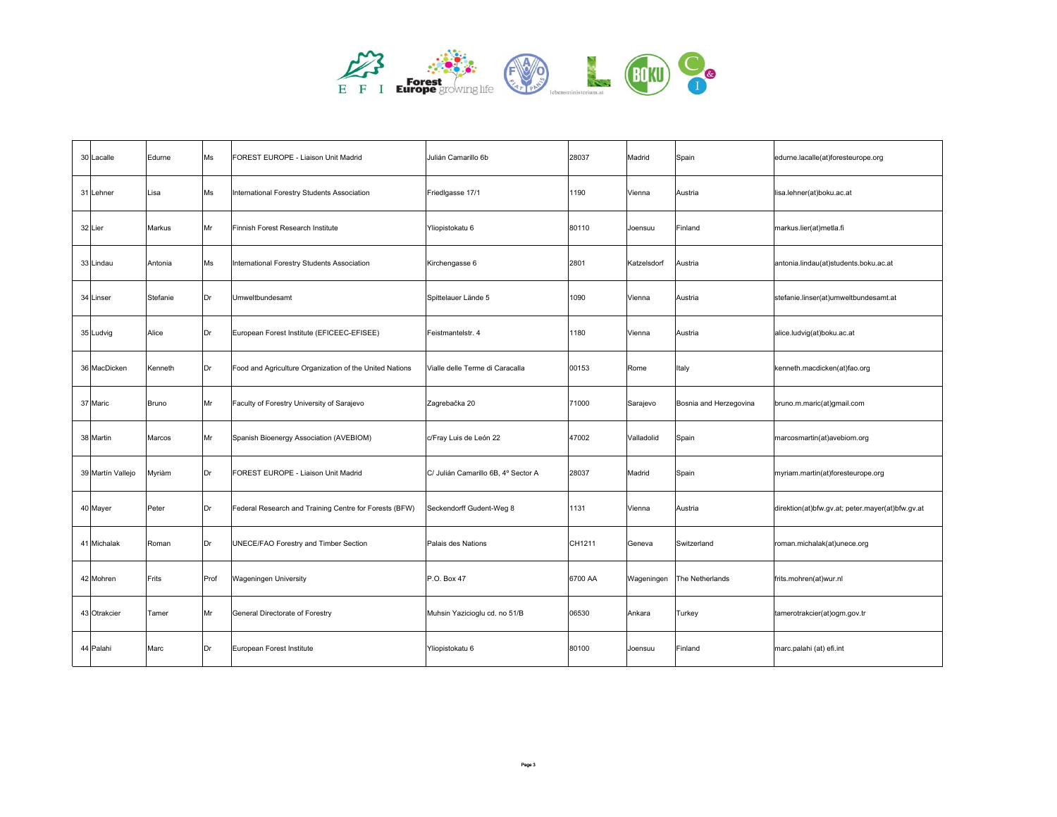| | | | | | | | | | |
|---|---|---|---|---|---|---|---|---|---|
| 30 | Lacalle | Edurne | Ms | FOREST EUROPE - Liaison Unit Madrid | Julián Camarillo 6b | 28037 | Madrid | Spain | edurne.lacalle(at)foresteurope.org |
| 31 | Lehner | Lisa | Ms | International Forestry Students Association | Friedlgasse 17/1 | 1190 | Vienna | Austria | lisa.lehner(at)boku.ac.at |
| 32 | Lier | Markus | Mr | Finnish Forest Research Institute | Yliopistokatu 6 | 80110 | Joensuu | Finland | markus.lier(at)metla.fi |
| 33 | Lindau | Antonia | Ms | International Forestry Students Association | Kirchengasse 6 | 2801 | Katzelsdorf | Austria | antonia.lindau(at)students.boku.ac.at |
| 34 | Linser | Stefanie | Dr | Umweltbundesamt | Spittelauer Lände 5 | 1090 | Vienna | Austria | stefanie.linser(at)umweltbundesamt.at |
| 35 | Ludvig | Alice | Dr | European Forest Institute (EFICEEC-EFISEE) | Feistmantelstr. 4 | 1180 | Vienna | Austria | alice.ludvig(at)boku.ac.at |
| 36 | MacDicken | Kenneth | Dr | Food and Agriculture Organization of the United Nations | Vialle delle Terme di Caracalla | 00153 | Rome | Italy | kenneth.macdicken(at)fao.org |
| 37 | Maric | Bruno | Mr | Faculty of Forestry University of Sarajevo | Zagrebačka 20 | 71000 | Sarajevo | Bosnia and Herzegovina | bruno.m.maric(at)gmail.com |
| 38 | Martin | Marcos | Mr | Spanish Bioenergy Association (AVEBIOM) | c/Fray Luis de León 22 | 47002 | Valladolid | Spain | marcosmartin(at)avebiom.org |
| 39 | Martín Vallejo | Myriàm | Dr | FOREST EUROPE - Liaison Unit Madrid | C/ Julián Camarillo 6B, 4º Sector A | 28037 | Madrid | Spain | myriam.martin(at)foresteurope.org |
| 40 | Mayer | Peter | Dr | Federal Research and Training Centre for Forests (BFW) | Seckendorff Gudent-Weg 8 | 1131 | Vienna | Austria | direktion(at)bfw.gv.at; peter.mayer(at)bfw.gv.at |
| 41 | Michalak | Roman | Dr | UNECE/FAO Forestry and Timber Section | Palais des Nations | CH1211 | Geneva | Switzerland | roman.michalak(at)unece.org |
| 42 | Mohren | Frits | Prof | Wageningen University | P.O. Box 47 | 6700 AA | Wageningen | The Netherlands | frits.mohren(at)wur.nl |
| 43 | Otrakcier | Tamer | Mr | General Directorate of Forestry | Muhsin Yazicioglu cd. no 51/B | 06530 | Ankara | Turkey | tamerotrakcier(at)ogm.gov.tr |
| 44 | Palahi | Marc | Dr | European Forest Institute | Yliopistokatu 6 | 80100 | Joensuu | Finland | marc.palahi (at) efi.int |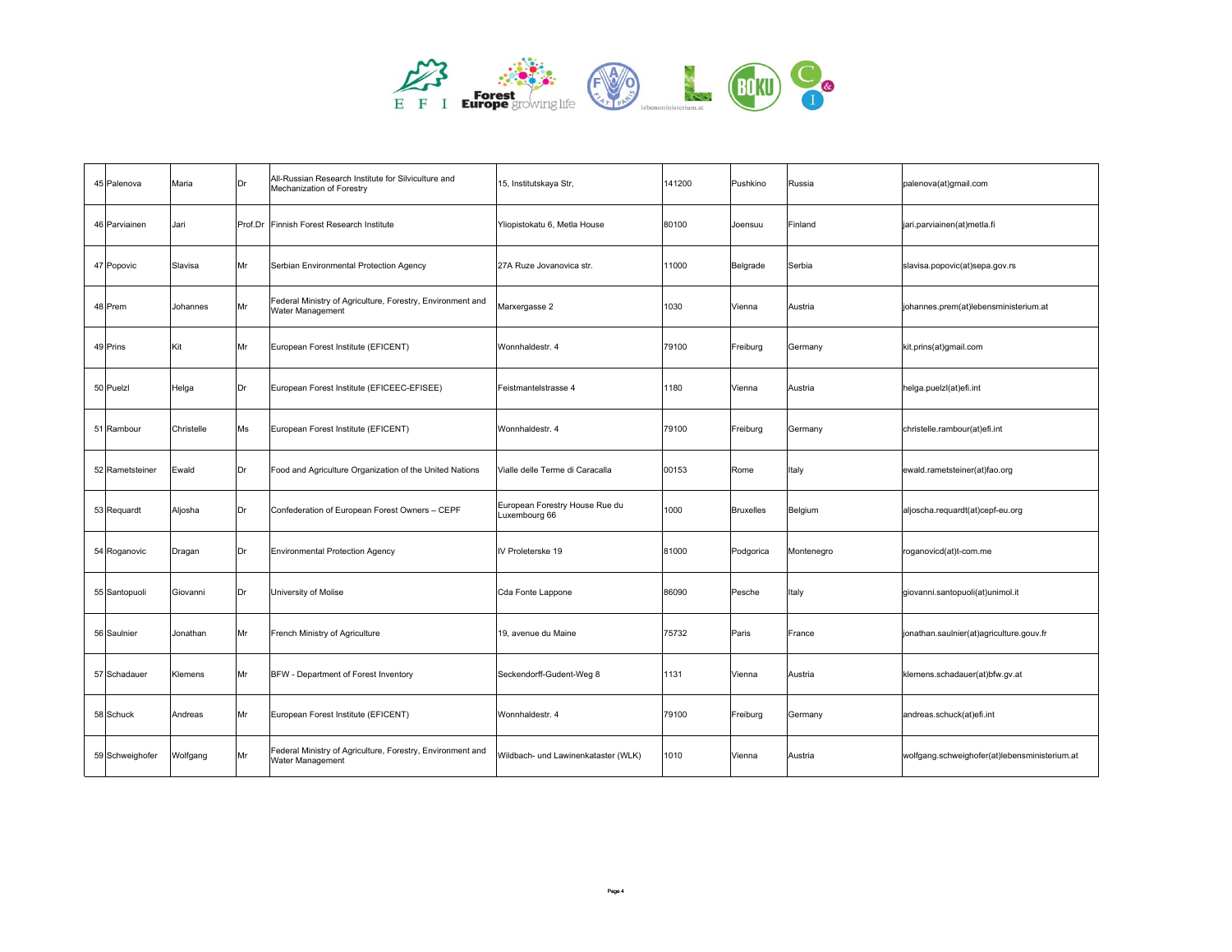| | | | | | | | | |
|---|---|---|---|---|---|---|---|---|
| 45 Palenova | Maria | Dr | All-Russian Research Institute for Silviculture and Mechanization of Forestry | 15, Institutskaya Str, | 141200 | Pushkino | Russia | palenova(at)gmail.com |
| 46 Parviainen | Jari | Prof.Dr | Finnish Forest Research Institute | Yliopistokatu 6, Metla House | 80100 | Joensuu | Finland | jari.parviainen(at)metla.fi |
| 47 Popovic | Slavisa | Mr | Serbian Environmental Protection Agency | 27A Ruze Jovanovica str. | 11000 | Belgrade | Serbia | slavisa.popovic(at)sepa.gov.rs |
| 48 Prem | Johannes | Mr | Federal Ministry of Agriculture, Forestry, Environment and Water Management | Marxergasse 2 | 1030 | Vienna | Austria | johannes.prem(at)lebensministerium.at |
| 49 Prins | Kit | Mr | European Forest Institute (EFICENT) | Wonnhaldestr. 4 | 79100 | Freiburg | Germany | kit.prins(at)gmail.com |
| 50 Puelzl | Helga | Dr | European Forest Institute (EFICEEC-EFISEE) | Feistmantelstrasse 4 | 1180 | Vienna | Austria | helga.puelzl(at)efi.int |
| 51 Rambour | Christelle | Ms | European Forest Institute (EFICENT) | Wonnhaldestr. 4 | 79100 | Freiburg | Germany | christelle.rambour(at)efi.int |
| 52 Rametsteiner | Ewald | Dr | Food and Agriculture Organization of the United Nations | Vialle delle Terme di Caracalla | 00153 | Rome | Italy | ewald.rametsteiner(at)fao.org |
| 53 Requardt | Aljosha | Dr | Confederation of European Forest Owners – CEPF | European Forestry House Rue du Luxembourg 66 | 1000 | Bruxelles | Belgium | aljoscha.requardt(at)cepf-eu.org |
| 54 Roganovic | Dragan | Dr | Environmental Protection Agency | IV Proleterske 19 | 81000 | Podgorica | Montenegro | roganovicd(at)t-com.me |
| 55 Santopuoli | Giovanni | Dr | University of Molise | Cda Fonte Lappone | 86090 | Pesche | Italy | giovanni.santopuoli(at)unimol.it |
| 56 Saulnier | Jonathan | Mr | French Ministry of Agriculture | 19, avenue du Maine | 75732 | Paris | France | jonathan.saulnier(at)agriculture.gouv.fr |
| 57 Schadauer | Klemens | Mr | BFW - Department of Forest Inventory | Seckendorff-Gudent-Weg 8 | 1131 | Vienna | Austria | klemens.schadauer(at)bfw.gv.at |
| 58 Schuck | Andreas | Mr | European Forest Institute (EFICENT) | Wonnhaldestr. 4 | 79100 | Freiburg | Germany | andreas.schuck(at)efi.int |
| 59 Schweighofer | Wolfgang | Mr | Federal Ministry of Agriculture, Forestry, Environment and Water Management | Wildbach- und Lawinenkataster (WLK) | 1010 | Vienna | Austria | wolfgang.schweighofer(at)lebensministerium.at |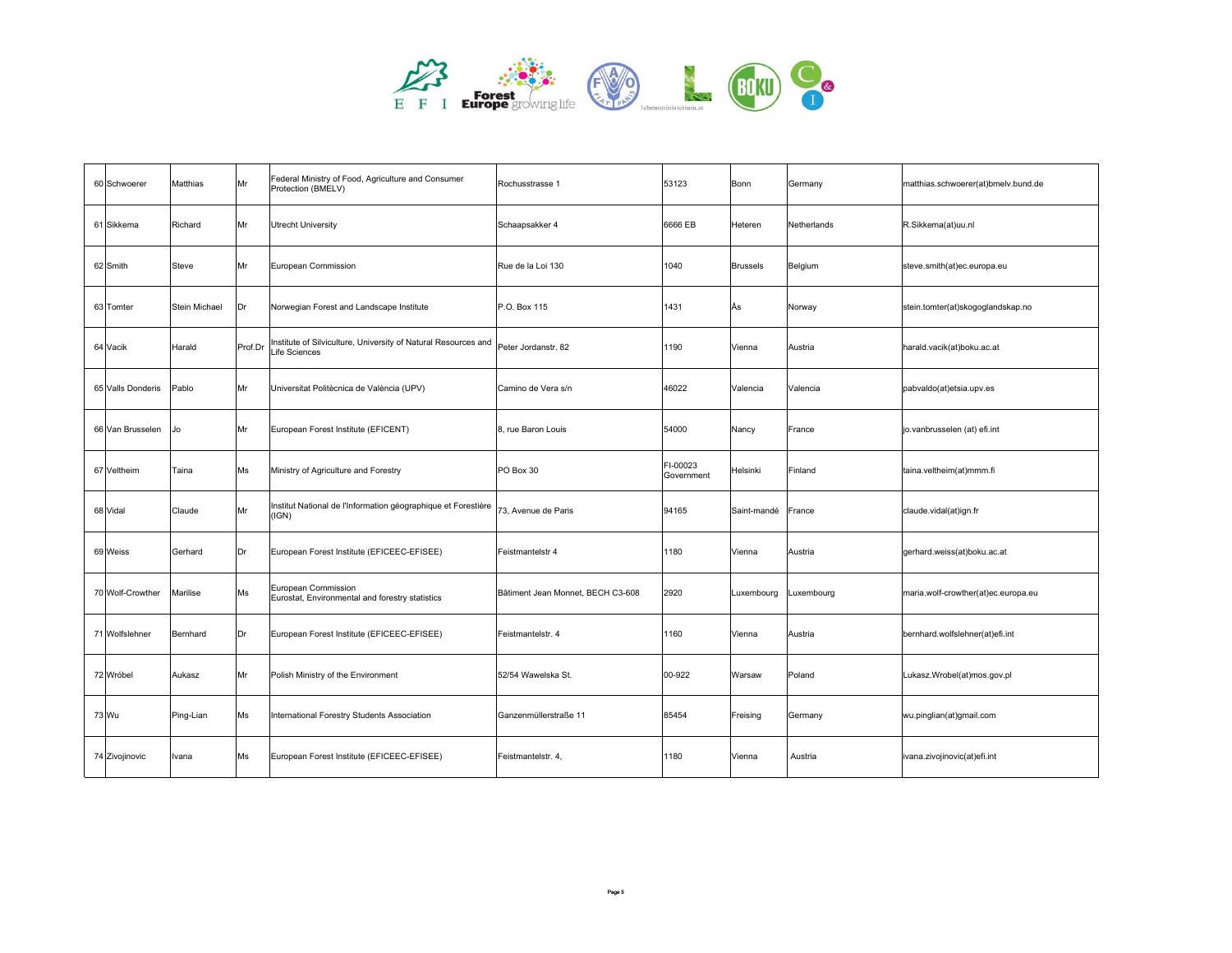| | | | | | | | | | |
|---|---|---|---|---|---|---|---|---|---|
| 60 | Schwoerer | Matthias | Mr | Federal Ministry of Food, Agriculture and Consumer Protection (BMELV) | Rochusstrasse 1 | 53123 | Bonn | Germany | matthias.schwoerer(at)bmelv.bund.de |
| 61 | Sikkema | Richard | Mr | Utrecht University | Schaapsakker 4 | 6666 EB | Heteren | Netherlands | R.Sikkema(at)uu.nl |
| 62 | Smith | Steve | Mr | European Commission | Rue de la Loi 130 | 1040 | Brussels | Belgium | steve.smith(at)ec.europa.eu |
| 63 | Tomter | Stein Michael | Dr | Norwegian Forest and Landscape Institute | P.O. Box 115 | 1431 | Ås | Norway | stein.tomter(at)skogoglandskap.no |
| 64 | Vacik | Harald | Prof.Dr | Institute of Silviculture, University of Natural Resources and Life Sciences | Peter Jordanstr. 82 | 1190 | Vienna | Austria | harald.vacik(at)boku.ac.at |
| 65 | Valls Donderis | Pablo | Mr | Universitat Politècnica de València (UPV) | Camino de Vera s/n | 46022 | Valencia | Valencia | pabvaldo(at)etsia.upv.es |
| 66 | Van Brusselen | Jo | Mr | European Forest Institute (EFICENT) | 8, rue Baron Louis | 54000 | Nancy | France | jo.vanbrusselen (at) efi.int |
| 67 | Veltheim | Taina | Ms | Ministry of Agriculture and Forestry | PO Box 30 | FI-00023 Government | Helsinki | Finland | taina.veltheim(at)mmm.fi |
| 68 | Vidal | Claude | Mr | Institut National de l'Information géographique et Forestière (IGN) | 73, Avenue de Paris | 94165 | Saint-mandé | France | claude.vidal(at)ign.fr |
| 69 | Weiss | Gerhard | Dr | European Forest Institute (EFICEEC-EFISEE) | Feistmantelstr 4 | 1180 | Vienna | Austria | gerhard.weiss(at)boku.ac.at |
| 70 | Wolf-Crowther | Marilise | Ms | European Commission Eurostat, Environmental and forestry statistics | Bâtiment Jean Monnet, BECH C3-608 | 2920 | Luxembourg | Luxembourg | maria.wolf-crowther(at)ec.europa.eu |
| 71 | Wolfslehner | Bernhard | Dr | European Forest Institute (EFICEEC-EFISEE) | Feistmantelstr. 4 | 1160 | Vienna | Austria | bernhard.wolfslehner(at)efi.int |
| 72 | Wróbel | Aukasz | Mr | Polish Ministry of the Environment | 52/54 Wawelska St. | 00-922 | Warsaw | Poland | Lukasz.Wrobel(at)mos.gov.pl |
| 73 | Wu | Ping-Lian | Ms | International Forestry Students Association | Ganzenmüllerstraße 11 | 85454 | Freising | Germany | wu.pinglian(at)gmail.com |
| 74 | Zivojinovic | Ivana | Ms | European Forest Institute (EFICEEC-EFISEE) | Feistmantelstr. 4, | 1180 | Vienna | Austria | ivana.zivojinovic(at)efi.int |